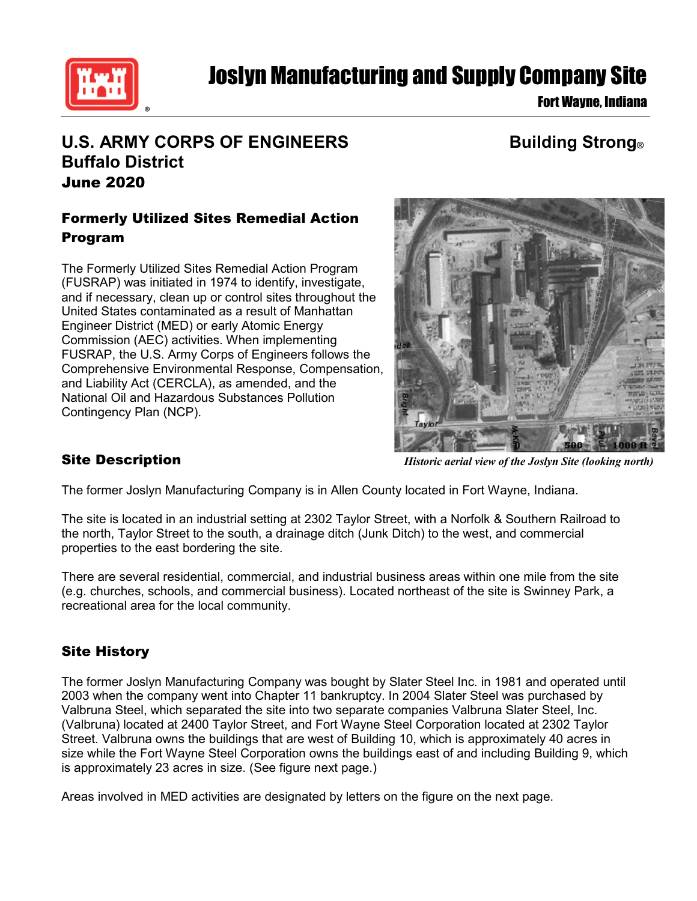# Joslyn Manufacturing and Supply Company Site

**Fort Wayne, Indiana**

**U.S. ARMY CORPS OF ENGINEERS**
**Buffalo District**
**June 2020**

**Building Strong®**

## Formerly Utilized Sites Remedial Action Program

The Formerly Utilized Sites Remedial Action Program (FUSRAP) was initiated in 1974 to identify, investigate, and if necessary, clean up or control sites throughout the United States contaminated as a result of Manhattan Engineer District (MED) or early Atomic Energy Commission (AEC) activities. When implementing FUSRAP, the U.S. Army Corps of Engineers follows the Comprehensive Environmental Response, Compensation, and Liability Act (CERCLA), as amended, and the National Oil and Hazardous Substances Pollution Contingency Plan (NCP).

*Historic aerial view of the Joslyn Site (looking north)*

## Site Description

The former Joslyn Manufacturing Company is in Allen County located in Fort Wayne, Indiana.

The site is located in an industrial setting at 2302 Taylor Street, with a Norfolk & Southern Railroad to the north, Taylor Street to the south, a drainage ditch (Junk Ditch) to the west, and commercial properties to the east bordering the site.

There are several residential, commercial, and industrial business areas within one mile from the site (e.g. churches, schools, and commercial business). Located northeast of the site is Swinney Park, a recreational area for the local community.

## Site History

The former Joslyn Manufacturing Company was bought by Slater Steel Inc. in 1981 and operated until 2003 when the company went into Chapter 11 bankruptcy. In 2004 Slater Steel was purchased by Valbruna Steel, which separated the site into two separate companies Valbruna Slater Steel, Inc. (Valbruna) located at 2400 Taylor Street, and Fort Wayne Steel Corporation located at 2302 Taylor Street. Valbruna owns the buildings that are west of Building 10, which is approximately 40 acres in size while the Fort Wayne Steel Corporation owns the buildings east of and including Building 9, which is approximately 23 acres in size. (See figure next page.)

Areas involved in MED activities are designated by letters on the figure on the next page.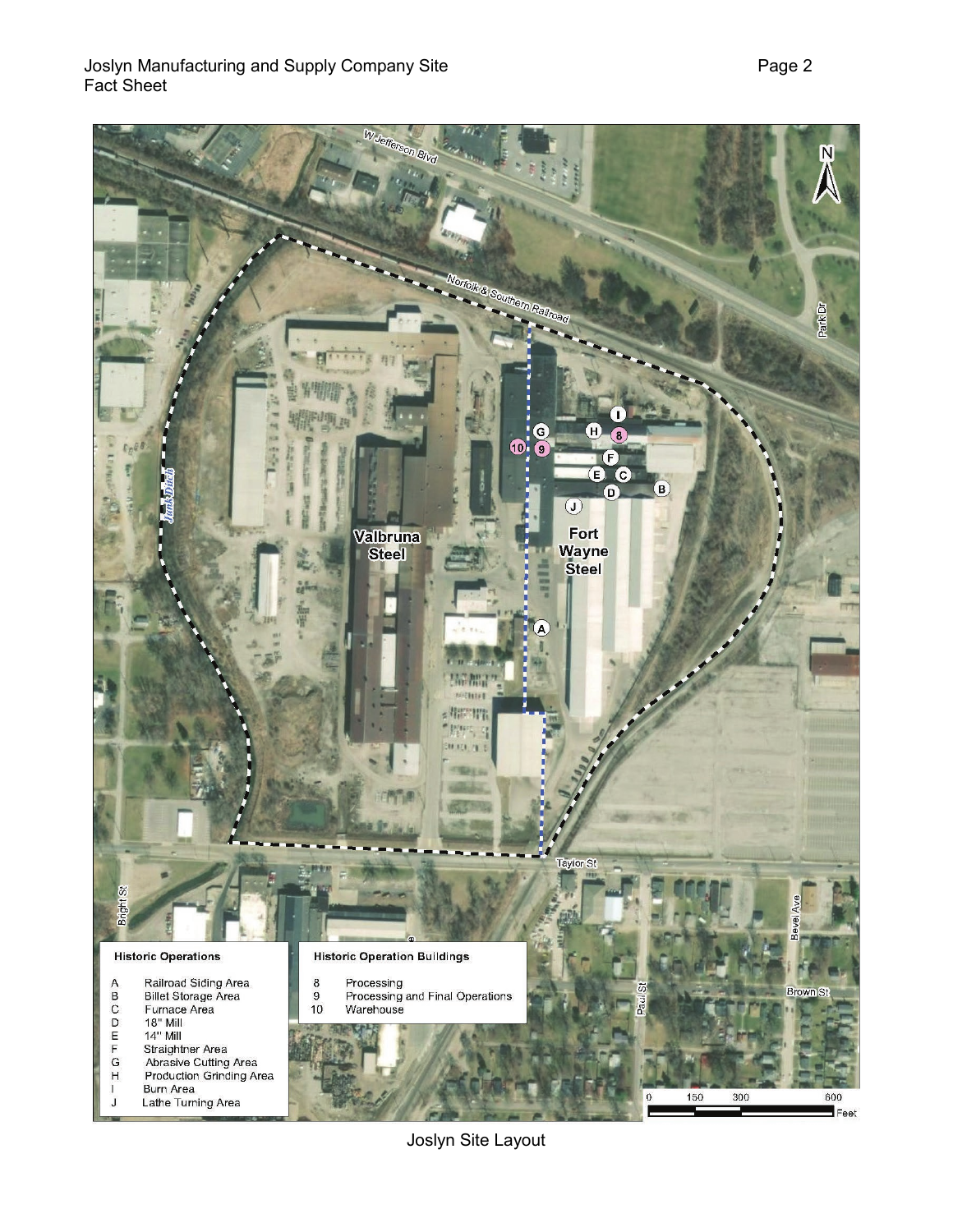**Historic Operations**

| | |
|---|---|
| A | Railroad Siding Area |
| B | Billet Storage Area |
| C | Furnace Area |
| D | 18" Mill |
| E | 14" Mill |
| F | Straightner Area |
| G | Abrasive Cutting Area |
| H | Production Grinding Area |
| I | Burn Area |
| J | Lathe Turning Area |

**Historic Operation Buildings**

| | |
|---|---|
| 8 | Processing |
| 9 | Processing and Final Operations |
| 10 | Warehouse |

Joslyn Site Layout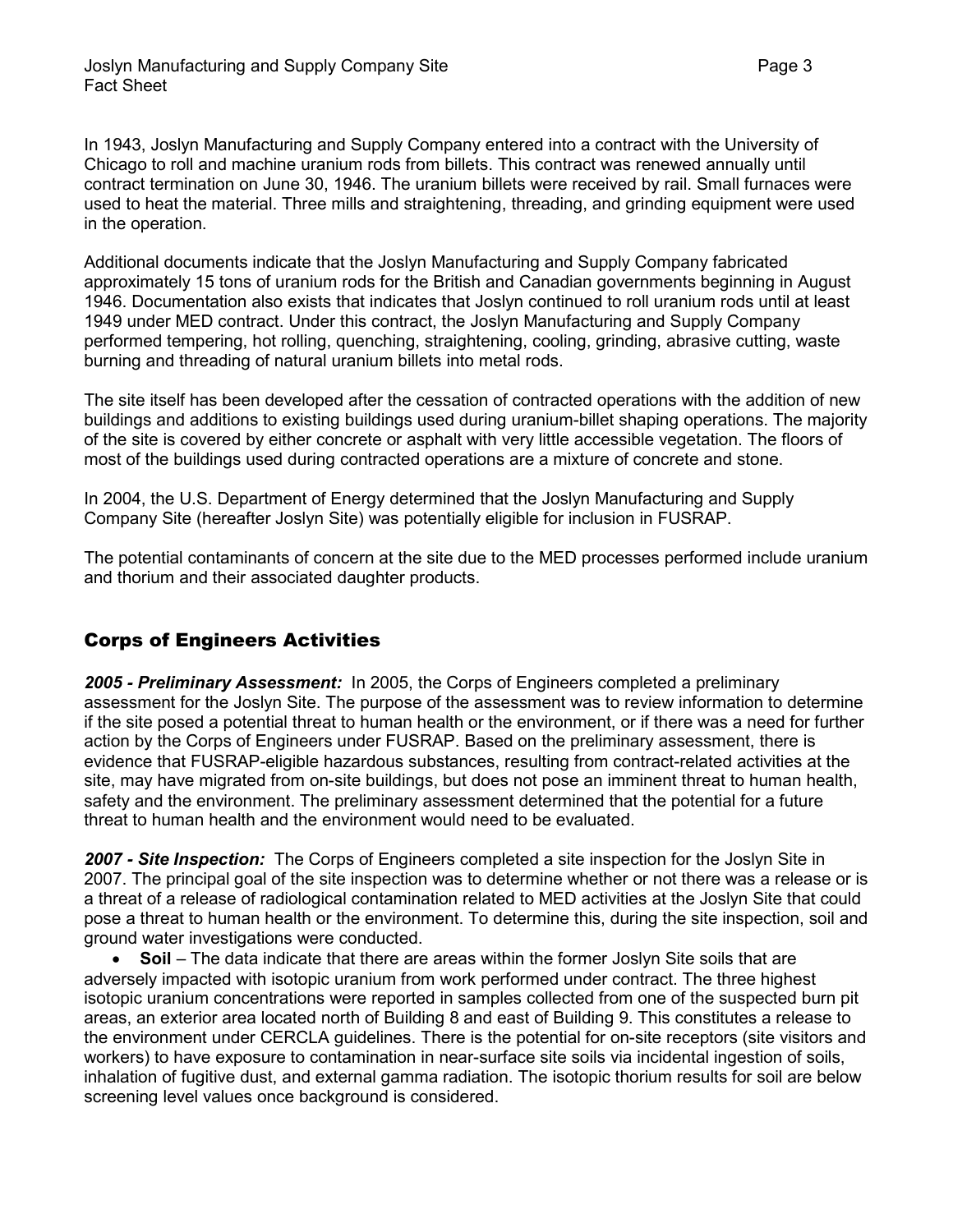In 1943, Joslyn Manufacturing and Supply Company entered into a contract with the University of Chicago to roll and machine uranium rods from billets. This contract was renewed annually until contract termination on June 30, 1946. The uranium billets were received by rail. Small furnaces were used to heat the material. Three mills and straightening, threading, and grinding equipment were used in the operation.

Additional documents indicate that the Joslyn Manufacturing and Supply Company fabricated approximately 15 tons of uranium rods for the British and Canadian governments beginning in August 1946. Documentation also exists that indicates that Joslyn continued to roll uranium rods until at least 1949 under MED contract. Under this contract, the Joslyn Manufacturing and Supply Company performed tempering, hot rolling, quenching, straightening, cooling, grinding, abrasive cutting, waste burning and threading of natural uranium billets into metal rods.

The site itself has been developed after the cessation of contracted operations with the addition of new buildings and additions to existing buildings used during uranium-billet shaping operations. The majority of the site is covered by either concrete or asphalt with very little accessible vegetation. The floors of most of the buildings used during contracted operations are a mixture of concrete and stone.

In 2004, the U.S. Department of Energy determined that the Joslyn Manufacturing and Supply Company Site (hereafter Joslyn Site) was potentially eligible for inclusion in FUSRAP.

The potential contaminants of concern at the site due to the MED processes performed include uranium and thorium and their associated daughter products.

## Corps of Engineers Activities

***2005 - Preliminary Assessment:*** In 2005, the Corps of Engineers completed a preliminary assessment for the Joslyn Site. The purpose of the assessment was to review information to determine if the site posed a potential threat to human health or the environment, or if there was a need for further action by the Corps of Engineers under FUSRAP. Based on the preliminary assessment, there is evidence that FUSRAP-eligible hazardous substances, resulting from contract-related activities at the site, may have migrated from on-site buildings, but does not pose an imminent threat to human health, safety and the environment. The preliminary assessment determined that the potential for a future threat to human health and the environment would need to be evaluated.

***2007 - Site Inspection:*** The Corps of Engineers completed a site inspection for the Joslyn Site in 2007. The principal goal of the site inspection was to determine whether or not there was a release or is a threat of a release of radiological contamination related to MED activities at the Joslyn Site that could pose a threat to human health or the environment. To determine this, during the site inspection, soil and ground water investigations were conducted.

- **Soil** – The data indicate that there are areas within the former Joslyn Site soils that are adversely impacted with isotopic uranium from work performed under contract. The three highest isotopic uranium concentrations were reported in samples collected from one of the suspected burn pit areas, an exterior area located north of Building 8 and east of Building 9. This constitutes a release to the environment under CERCLA guidelines. There is the potential for on-site receptors (site visitors and workers) to have exposure to contamination in near-surface site soils via incidental ingestion of soils, inhalation of fugitive dust, and external gamma radiation. The isotopic thorium results for soil are below screening level values once background is considered.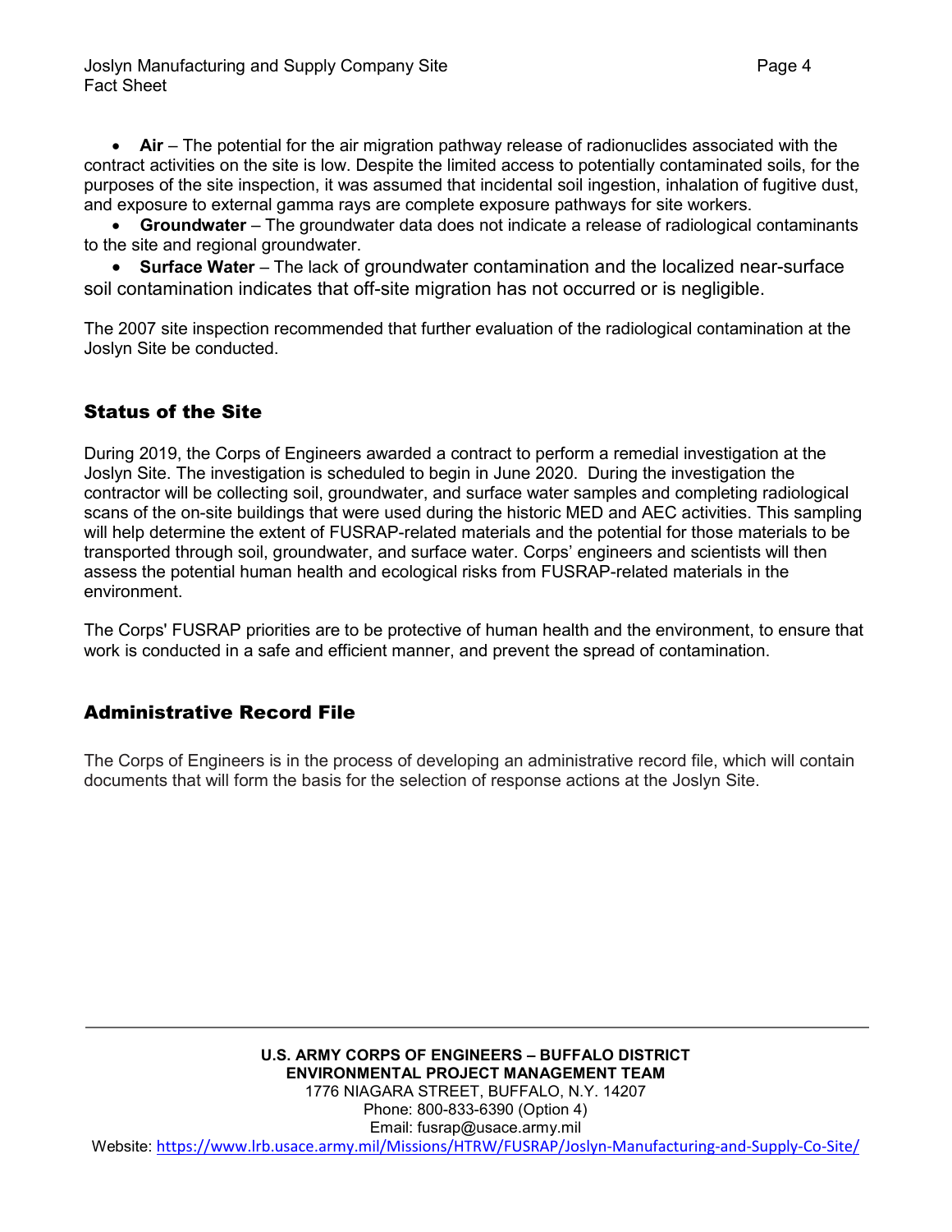- **Air** – The potential for the air migration pathway release of radionuclides associated with the contract activities on the site is low. Despite the limited access to potentially contaminated soils, for the purposes of the site inspection, it was assumed that incidental soil ingestion, inhalation of fugitive dust, and exposure to external gamma rays are complete exposure pathways for site workers.
- **Groundwater** – The groundwater data does not indicate a release of radiological contaminants to the site and regional groundwater.
- **Surface Water** – The lack of groundwater contamination and the localized near-surface soil contamination indicates that off-site migration has not occurred or is negligible.

The 2007 site inspection recommended that further evaluation of the radiological contamination at the Joslyn Site be conducted.

## Status of the Site

During 2019, the Corps of Engineers awarded a contract to perform a remedial investigation at the Joslyn Site. The investigation is scheduled to begin in June 2020. During the investigation the contractor will be collecting soil, groundwater, and surface water samples and completing radiological scans of the on-site buildings that were used during the historic MED and AEC activities. This sampling will help determine the extent of FUSRAP-related materials and the potential for those materials to be transported through soil, groundwater, and surface water. Corps' engineers and scientists will then assess the potential human health and ecological risks from FUSRAP-related materials in the environment.

The Corps' FUSRAP priorities are to be protective of human health and the environment, to ensure that work is conducted in a safe and efficient manner, and prevent the spread of contamination.

## Administrative Record File

The Corps of Engineers is in the process of developing an administrative record file, which will contain documents that will form the basis for the selection of response actions at the Joslyn Site.

**U.S. ARMY CORPS OF ENGINEERS – BUFFALO DISTRICT**
**ENVIRONMENTAL PROJECT MANAGEMENT TEAM**
1776 NIAGARA STREET, BUFFALO, N.Y. 14207
Phone: 800-833-6390 (Option 4)
Email: fusrap@usace.army.mil
Website: https://www.lrb.usace.army.mil/Missions/HTRW/FUSRAP/Joslyn-Manufacturing-and-Supply-Co-Site/